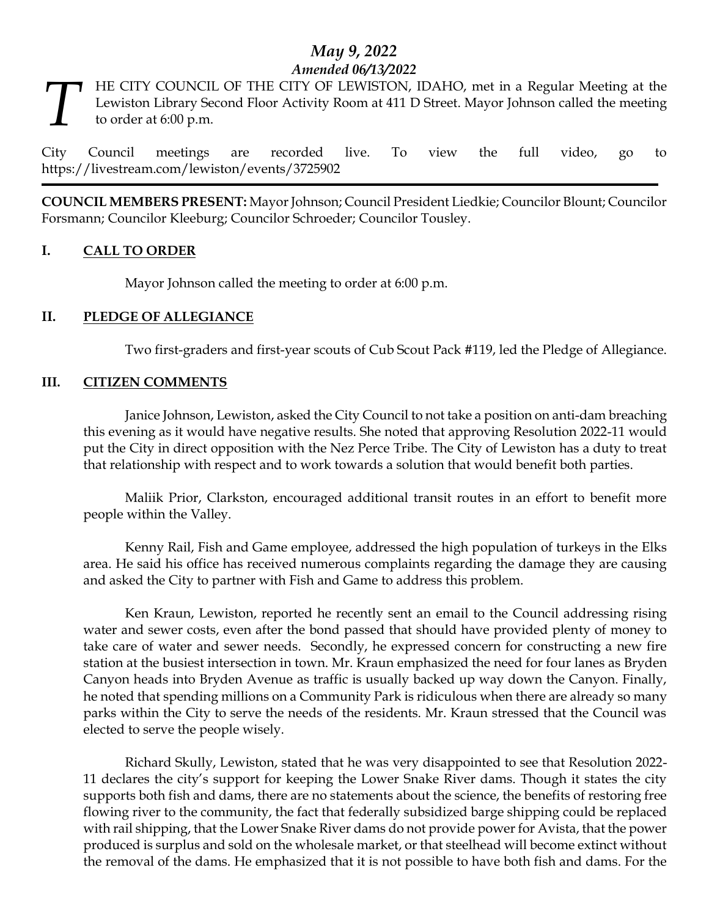# *May 9, 2022*

## *Amended 06/13/2022*

THE CITY COUNCIL OF THE CITY OF LEWISTON, IDAHO, met in a Regular Meeting at the Lewiston Library Second Floor Activity Room at 411 D Street. Mayor Johnson called the meeting to order at 6:00 p.m.

City Council meetings are recorded live. To view the full video, go to https://livestream.com/lewiston/events/3725902

---

**COUNCIL MEMBERS PRESENT:** Mayor Johnson; Council President Liedkie; Councilor Blount; Councilor Forsmann; Councilor Kleeburg; Councilor Schroeder; Councilor Tousley.

## I. CALL TO ORDER

Mayor Johnson called the meeting to order at 6:00 p.m.

## II. PLEDGE OF ALLEGIANCE

Two first-graders and first-year scouts of Cub Scout Pack #119, led the Pledge of Allegiance.

## III. CITIZEN COMMENTS

Janice Johnson, Lewiston, asked the City Council to not take a position on anti-dam breaching this evening as it would have negative results. She noted that approving Resolution 2022-11 would put the City in direct opposition with the Nez Perce Tribe. The City of Lewiston has a duty to treat that relationship with respect and to work towards a solution that would benefit both parties.

Maliik Prior, Clarkston, encouraged additional transit routes in an effort to benefit more people within the Valley.

Kenny Rail, Fish and Game employee, addressed the high population of turkeys in the Elks area. He said his office has received numerous complaints regarding the damage they are causing and asked the City to partner with Fish and Game to address this problem.

Ken Kraun, Lewiston, reported he recently sent an email to the Council addressing rising water and sewer costs, even after the bond passed that should have provided plenty of money to take care of water and sewer needs. Secondly, he expressed concern for constructing a new fire station at the busiest intersection in town. Mr. Kraun emphasized the need for four lanes as Bryden Canyon heads into Bryden Avenue as traffic is usually backed up way down the Canyon. Finally, he noted that spending millions on a Community Park is ridiculous when there are already so many parks within the City to serve the needs of the residents. Mr. Kraun stressed that the Council was elected to serve the people wisely.

Richard Skully, Lewiston, stated that he was very disappointed to see that Resolution 2022-11 declares the city's support for keeping the Lower Snake River dams. Though it states the city supports both fish and dams, there are no statements about the science, the benefits of restoring free flowing river to the community, the fact that federally subsidized barge shipping could be replaced with rail shipping, that the Lower Snake River dams do not provide power for Avista, that the power produced is surplus and sold on the wholesale market, or that steelhead will become extinct without the removal of the dams. He emphasized that it is not possible to have both fish and dams. For the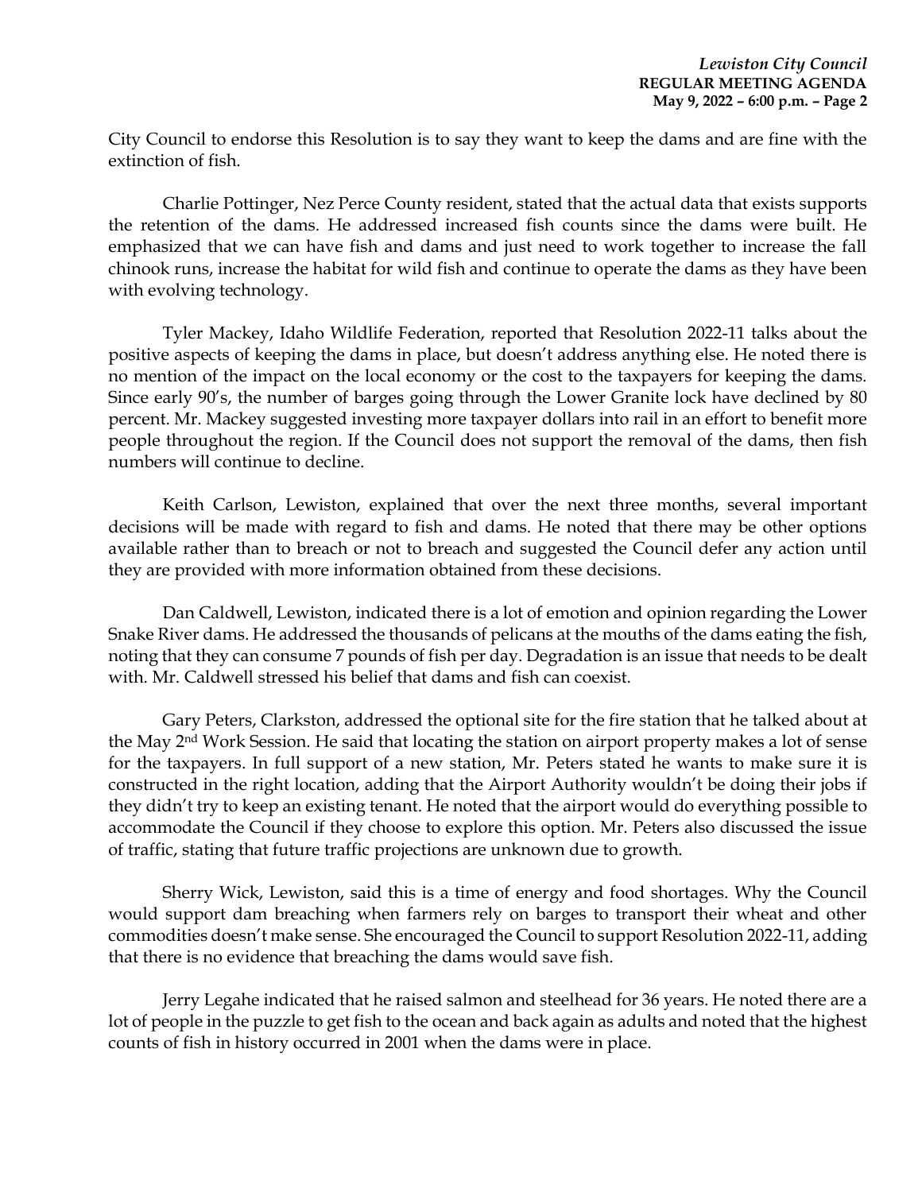City Council to endorse this Resolution is to say they want to keep the dams and are fine with the extinction of fish.

Charlie Pottinger, Nez Perce County resident, stated that the actual data that exists supports the retention of the dams. He addressed increased fish counts since the dams were built. He emphasized that we can have fish and dams and just need to work together to increase the fall chinook runs, increase the habitat for wild fish and continue to operate the dams as they have been with evolving technology.

Tyler Mackey, Idaho Wildlife Federation, reported that Resolution 2022-11 talks about the positive aspects of keeping the dams in place, but doesn't address anything else. He noted there is no mention of the impact on the local economy or the cost to the taxpayers for keeping the dams. Since early 90's, the number of barges going through the Lower Granite lock have declined by 80 percent. Mr. Mackey suggested investing more taxpayer dollars into rail in an effort to benefit more people throughout the region. If the Council does not support the removal of the dams, then fish numbers will continue to decline.

Keith Carlson, Lewiston, explained that over the next three months, several important decisions will be made with regard to fish and dams. He noted that there may be other options available rather than to breach or not to breach and suggested the Council defer any action until they are provided with more information obtained from these decisions.

Dan Caldwell, Lewiston, indicated there is a lot of emotion and opinion regarding the Lower Snake River dams. He addressed the thousands of pelicans at the mouths of the dams eating the fish, noting that they can consume 7 pounds of fish per day. Degradation is an issue that needs to be dealt with. Mr. Caldwell stressed his belief that dams and fish can coexist.

Gary Peters, Clarkston, addressed the optional site for the fire station that he talked about at the May 2nd Work Session. He said that locating the station on airport property makes a lot of sense for the taxpayers. In full support of a new station, Mr. Peters stated he wants to make sure it is constructed in the right location, adding that the Airport Authority wouldn't be doing their jobs if they didn't try to keep an existing tenant. He noted that the airport would do everything possible to accommodate the Council if they choose to explore this option. Mr. Peters also discussed the issue of traffic, stating that future traffic projections are unknown due to growth.

Sherry Wick, Lewiston, said this is a time of energy and food shortages. Why the Council would support dam breaching when farmers rely on barges to transport their wheat and other commodities doesn't make sense. She encouraged the Council to support Resolution 2022-11, adding that there is no evidence that breaching the dams would save fish.

Jerry Legahe indicated that he raised salmon and steelhead for 36 years. He noted there are a lot of people in the puzzle to get fish to the ocean and back again as adults and noted that the highest counts of fish in history occurred in 2001 when the dams were in place.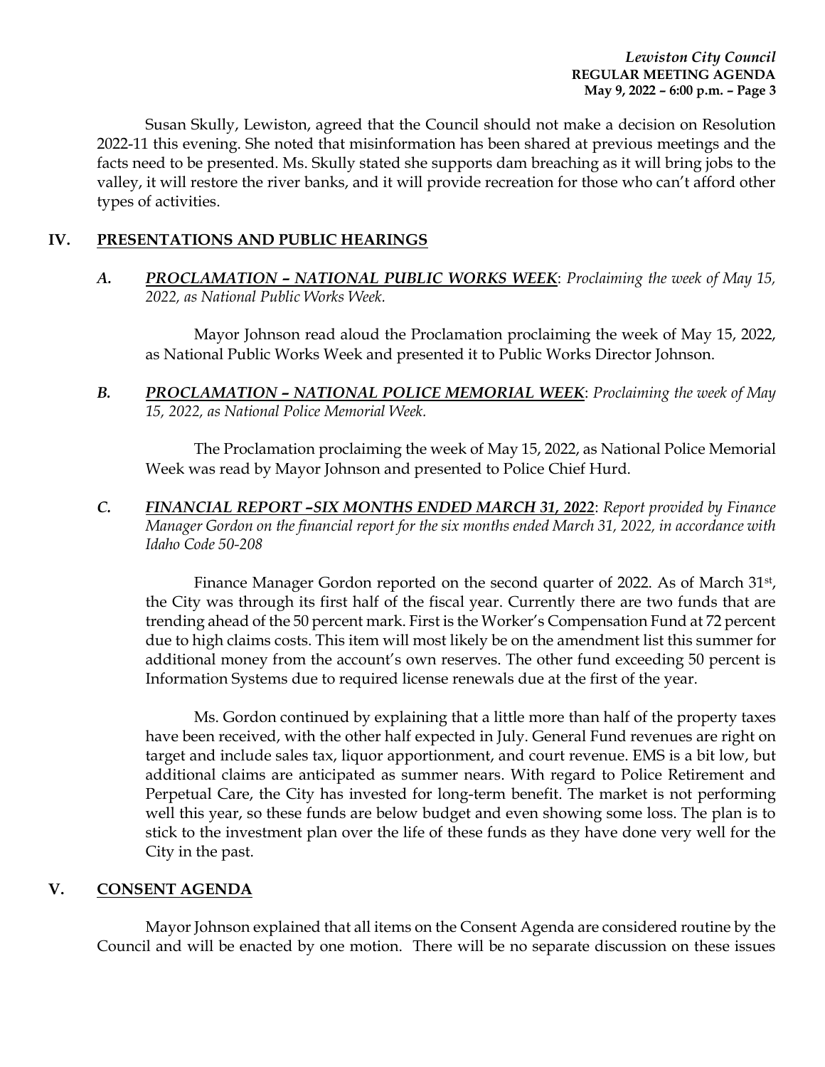Susan Skully, Lewiston, agreed that the Council should not make a decision on Resolution 2022-11 this evening. She noted that misinformation has been shared at previous meetings and the facts need to be presented. Ms. Skully stated she supports dam breaching as it will bring jobs to the valley, it will restore the river banks, and it will provide recreation for those who can't afford other types of activities.

## IV. PRESENTATIONS AND PUBLIC HEARINGS

***A. PROCLAMATION – NATIONAL PUBLIC WORKS WEEK***: *Proclaiming the week of May 15, 2022, as National Public Works Week.*

Mayor Johnson read aloud the Proclamation proclaiming the week of May 15, 2022, as National Public Works Week and presented it to Public Works Director Johnson.

***B. PROCLAMATION – NATIONAL POLICE MEMORIAL WEEK***: *Proclaiming the week of May 15, 2022, as National Police Memorial Week.*

The Proclamation proclaiming the week of May 15, 2022, as National Police Memorial Week was read by Mayor Johnson and presented to Police Chief Hurd.

***C. FINANCIAL REPORT –SIX MONTHS ENDED MARCH 31, 2022***: *Report provided by Finance Manager Gordon on the financial report for the six months ended March 31, 2022, in accordance with Idaho Code 50-208*

Finance Manager Gordon reported on the second quarter of 2022. As of March 31st, the City was through its first half of the fiscal year. Currently there are two funds that are trending ahead of the 50 percent mark. First is the Worker's Compensation Fund at 72 percent due to high claims costs. This item will most likely be on the amendment list this summer for additional money from the account's own reserves. The other fund exceeding 50 percent is Information Systems due to required license renewals due at the first of the year.

Ms. Gordon continued by explaining that a little more than half of the property taxes have been received, with the other half expected in July. General Fund revenues are right on target and include sales tax, liquor apportionment, and court revenue. EMS is a bit low, but additional claims are anticipated as summer nears. With regard to Police Retirement and Perpetual Care, the City has invested for long-term benefit. The market is not performing well this year, so these funds are below budget and even showing some loss. The plan is to stick to the investment plan over the life of these funds as they have done very well for the City in the past.

## V. CONSENT AGENDA

Mayor Johnson explained that all items on the Consent Agenda are considered routine by the Council and will be enacted by one motion. There will be no separate discussion on these issues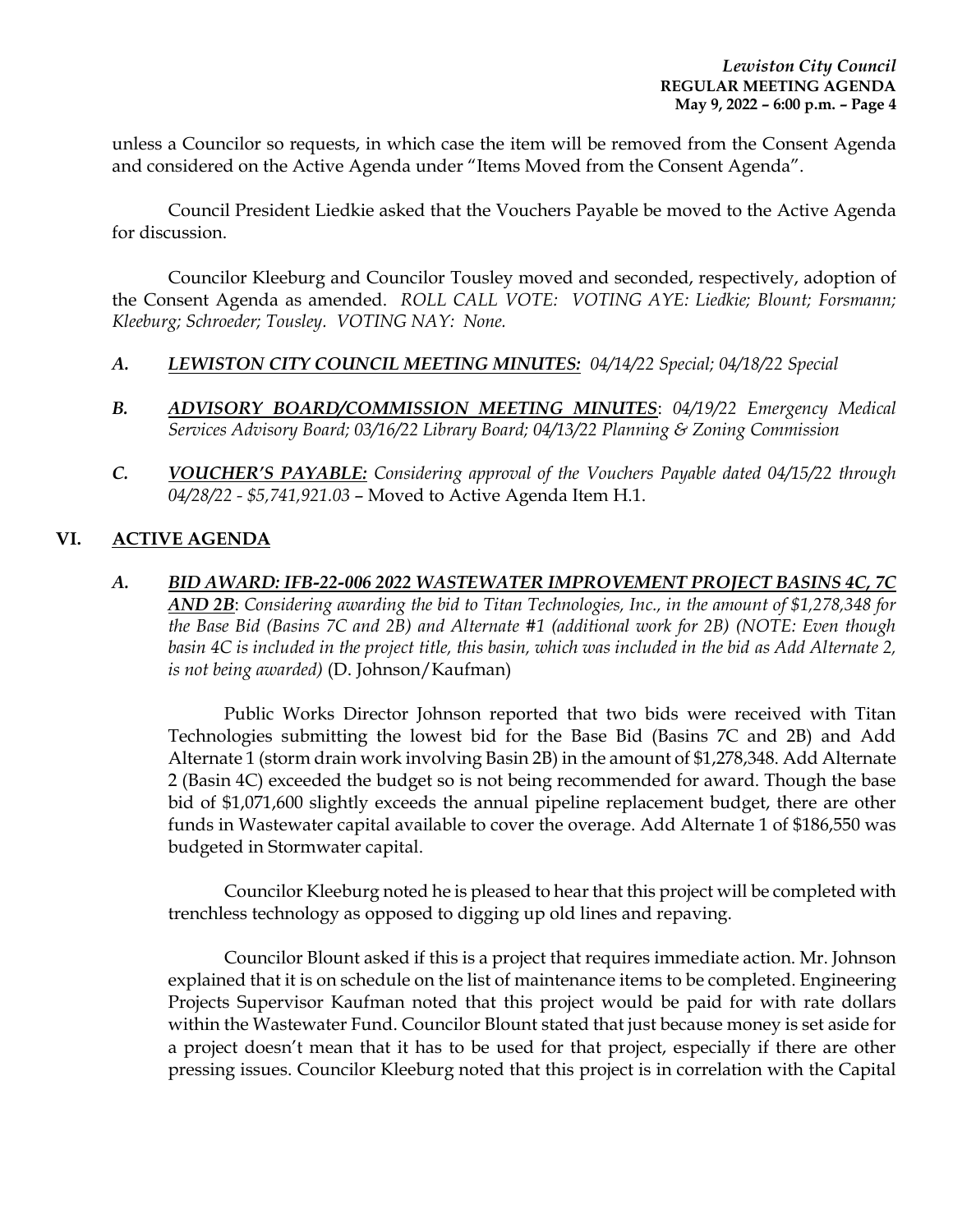unless a Councilor so requests, in which case the item will be removed from the Consent Agenda and considered on the Active Agenda under "Items Moved from the Consent Agenda".

Council President Liedkie asked that the Vouchers Payable be moved to the Active Agenda for discussion.

Councilor Kleeburg and Councilor Tousley moved and seconded, respectively, adoption of the Consent Agenda as amended. *ROLL CALL VOTE: VOTING AYE: Liedkie; Blount; Forsmann; Kleeburg; Schroeder; Tousley. VOTING NAY: None.*

*A.* ***LEWISTON CITY COUNCIL MEETING MINUTES:*** *04/14/22 Special; 04/18/22 Special*

*B.* ***ADVISORY BOARD/COMMISSION MEETING MINUTES***: *04/19/22 Emergency Medical Services Advisory Board; 03/16/22 Library Board; 04/13/22 Planning & Zoning Commission*

*C.* ***VOUCHER'S PAYABLE:*** *Considering approval of the Vouchers Payable dated 04/15/22 through 04/28/22 - $5,741,921.03* – Moved to Active Agenda Item H.1.

## VI. ACTIVE AGENDA

*A.* ***BID AWARD: IFB-22-006 2022 WASTEWATER IMPROVEMENT PROJECT BASINS 4C, 7C AND 2B***: *Considering awarding the bid to Titan Technologies, Inc., in the amount of $1,278,348 for the Base Bid (Basins 7C and 2B) and Alternate #1 (additional work for 2B) (NOTE: Even though basin 4C is included in the project title, this basin, which was included in the bid as Add Alternate 2, is not being awarded)* (D. Johnson/Kaufman)

Public Works Director Johnson reported that two bids were received with Titan Technologies submitting the lowest bid for the Base Bid (Basins 7C and 2B) and Add Alternate 1 (storm drain work involving Basin 2B) in the amount of $1,278,348. Add Alternate 2 (Basin 4C) exceeded the budget so is not being recommended for award. Though the base bid of $1,071,600 slightly exceeds the annual pipeline replacement budget, there are other funds in Wastewater capital available to cover the overage. Add Alternate 1 of $186,550 was budgeted in Stormwater capital.

Councilor Kleeburg noted he is pleased to hear that this project will be completed with trenchless technology as opposed to digging up old lines and repaving.

Councilor Blount asked if this is a project that requires immediate action. Mr. Johnson explained that it is on schedule on the list of maintenance items to be completed. Engineering Projects Supervisor Kaufman noted that this project would be paid for with rate dollars within the Wastewater Fund. Councilor Blount stated that just because money is set aside for a project doesn't mean that it has to be used for that project, especially if there are other pressing issues. Councilor Kleeburg noted that this project is in correlation with the Capital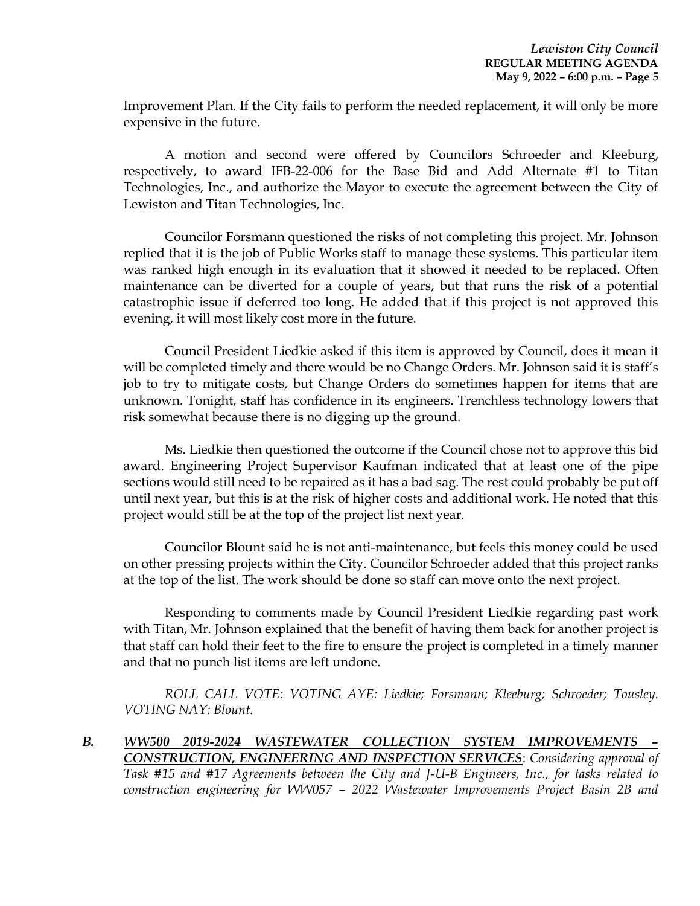Improvement Plan. If the City fails to perform the needed replacement, it will only be more expensive in the future.

A motion and second were offered by Councilors Schroeder and Kleeburg, respectively, to award IFB-22-006 for the Base Bid and Add Alternate #1 to Titan Technologies, Inc., and authorize the Mayor to execute the agreement between the City of Lewiston and Titan Technologies, Inc.

Councilor Forsmann questioned the risks of not completing this project. Mr. Johnson replied that it is the job of Public Works staff to manage these systems. This particular item was ranked high enough in its evaluation that it showed it needed to be replaced. Often maintenance can be diverted for a couple of years, but that runs the risk of a potential catastrophic issue if deferred too long. He added that if this project is not approved this evening, it will most likely cost more in the future.

Council President Liedkie asked if this item is approved by Council, does it mean it will be completed timely and there would be no Change Orders. Mr. Johnson said it is staff's job to try to mitigate costs, but Change Orders do sometimes happen for items that are unknown. Tonight, staff has confidence in its engineers. Trenchless technology lowers that risk somewhat because there is no digging up the ground.

Ms. Liedkie then questioned the outcome if the Council chose not to approve this bid award. Engineering Project Supervisor Kaufman indicated that at least one of the pipe sections would still need to be repaired as it has a bad sag. The rest could probably be put off until next year, but this is at the risk of higher costs and additional work. He noted that this project would still be at the top of the project list next year.

Councilor Blount said he is not anti-maintenance, but feels this money could be used on other pressing projects within the City. Councilor Schroeder added that this project ranks at the top of the list. The work should be done so staff can move onto the next project.

Responding to comments made by Council President Liedkie regarding past work with Titan, Mr. Johnson explained that the benefit of having them back for another project is that staff can hold their feet to the fire to ensure the project is completed in a timely manner and that no punch list items are left undone.

*ROLL CALL VOTE: VOTING AYE: Liedkie; Forsmann; Kleeburg; Schroeder; Tousley. VOTING NAY: Blount.*

***B. <u>WW500 2019-2024 WASTEWATER COLLECTION SYSTEM IMPROVEMENTS – CONSTRUCTION, ENGINEERING AND INSPECTION SERVICES</u>***: *Considering approval of Task #15 and #17 Agreements between the City and J-U-B Engineers, Inc., for tasks related to construction engineering for WW057 – 2022 Wastewater Improvements Project Basin 2B and*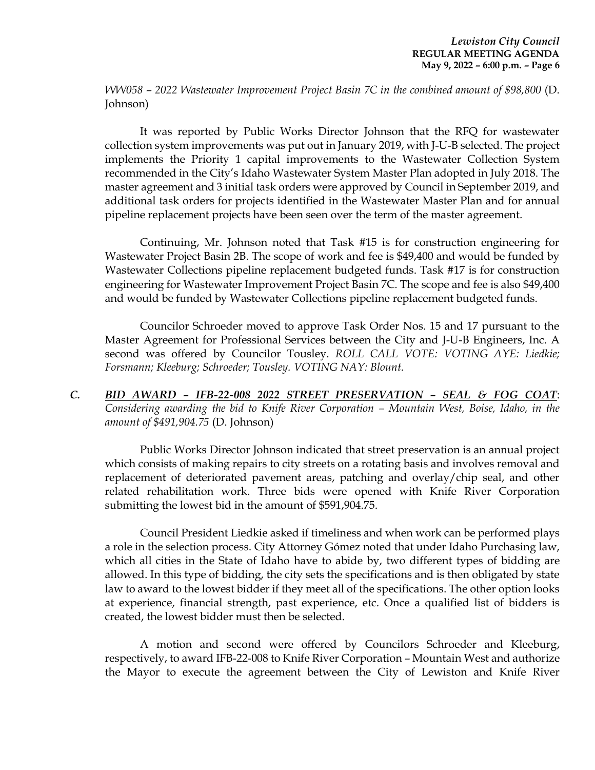*WW058 – 2022 Wastewater Improvement Project Basin 7C in the combined amount of $98,800* (D. Johnson)

It was reported by Public Works Director Johnson that the RFQ for wastewater collection system improvements was put out in January 2019, with J-U-B selected. The project implements the Priority 1 capital improvements to the Wastewater Collection System recommended in the City's Idaho Wastewater System Master Plan adopted in July 2018. The master agreement and 3 initial task orders were approved by Council in September 2019, and additional task orders for projects identified in the Wastewater Master Plan and for annual pipeline replacement projects have been seen over the term of the master agreement.

Continuing, Mr. Johnson noted that Task #15 is for construction engineering for Wastewater Project Basin 2B. The scope of work and fee is $49,400 and would be funded by Wastewater Collections pipeline replacement budgeted funds. Task #17 is for construction engineering for Wastewater Improvement Project Basin 7C. The scope and fee is also $49,400 and would be funded by Wastewater Collections pipeline replacement budgeted funds.

Councilor Schroeder moved to approve Task Order Nos. 15 and 17 pursuant to the Master Agreement for Professional Services between the City and J-U-B Engineers, Inc. A second was offered by Councilor Tousley. *ROLL CALL VOTE: VOTING AYE: Liedkie; Forsmann; Kleeburg; Schroeder; Tousley. VOTING NAY: Blount.*

***C. <u>BID AWARD – IFB-22-008 2022 STREET PRESERVATION – SEAL & FOG COAT</u>***: *Considering awarding the bid to Knife River Corporation – Mountain West, Boise, Idaho, in the amount of $491,904.75* (D. Johnson)

Public Works Director Johnson indicated that street preservation is an annual project which consists of making repairs to city streets on a rotating basis and involves removal and replacement of deteriorated pavement areas, patching and overlay/chip seal, and other related rehabilitation work. Three bids were opened with Knife River Corporation submitting the lowest bid in the amount of $591,904.75.

Council President Liedkie asked if timeliness and when work can be performed plays a role in the selection process. City Attorney Gómez noted that under Idaho Purchasing law, which all cities in the State of Idaho have to abide by, two different types of bidding are allowed. In this type of bidding, the city sets the specifications and is then obligated by state law to award to the lowest bidder if they meet all of the specifications. The other option looks at experience, financial strength, past experience, etc. Once a qualified list of bidders is created, the lowest bidder must then be selected.

A motion and second were offered by Councilors Schroeder and Kleeburg, respectively, to award IFB-22-008 to Knife River Corporation – Mountain West and authorize the Mayor to execute the agreement between the City of Lewiston and Knife River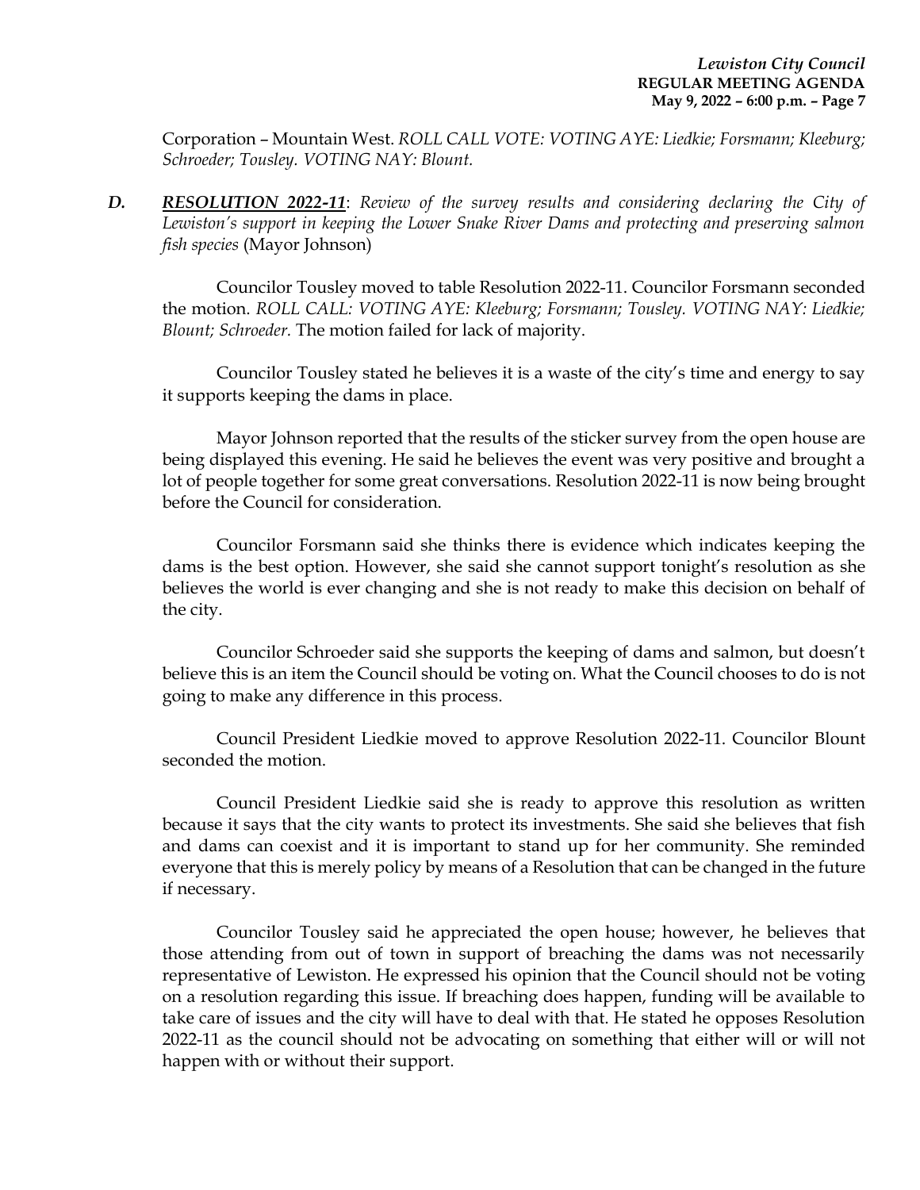Corporation – Mountain West. *ROLL CALL VOTE: VOTING AYE: Liedkie; Forsmann; Kleeburg; Schroeder; Tousley. VOTING NAY: Blount.*

***D.*** ***RESOLUTION 2022-11***: *Review of the survey results and considering declaring the City of Lewiston's support in keeping the Lower Snake River Dams and protecting and preserving salmon fish species* (Mayor Johnson)

Councilor Tousley moved to table Resolution 2022-11. Councilor Forsmann seconded the motion. *ROLL CALL: VOTING AYE: Kleeburg; Forsmann; Tousley. VOTING NAY: Liedkie; Blount; Schroeder.* The motion failed for lack of majority.

Councilor Tousley stated he believes it is a waste of the city's time and energy to say it supports keeping the dams in place.

Mayor Johnson reported that the results of the sticker survey from the open house are being displayed this evening. He said he believes the event was very positive and brought a lot of people together for some great conversations. Resolution 2022-11 is now being brought before the Council for consideration.

Councilor Forsmann said she thinks there is evidence which indicates keeping the dams is the best option. However, she said she cannot support tonight's resolution as she believes the world is ever changing and she is not ready to make this decision on behalf of the city.

Councilor Schroeder said she supports the keeping of dams and salmon, but doesn't believe this is an item the Council should be voting on. What the Council chooses to do is not going to make any difference in this process.

Council President Liedkie moved to approve Resolution 2022-11. Councilor Blount seconded the motion.

Council President Liedkie said she is ready to approve this resolution as written because it says that the city wants to protect its investments. She said she believes that fish and dams can coexist and it is important to stand up for her community. She reminded everyone that this is merely policy by means of a Resolution that can be changed in the future if necessary.

Councilor Tousley said he appreciated the open house; however, he believes that those attending from out of town in support of breaching the dams was not necessarily representative of Lewiston. He expressed his opinion that the Council should not be voting on a resolution regarding this issue. If breaching does happen, funding will be available to take care of issues and the city will have to deal with that. He stated he opposes Resolution 2022-11 as the council should not be advocating on something that either will or will not happen with or without their support.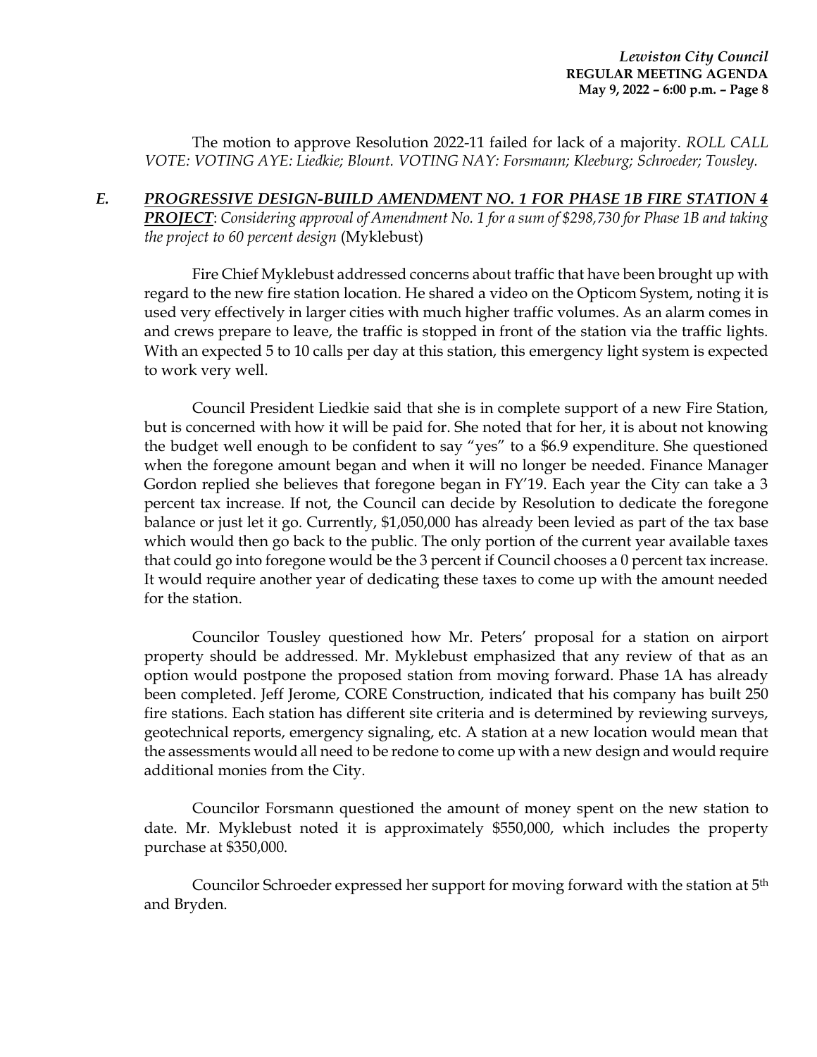The motion to approve Resolution 2022-11 failed for lack of a majority. *ROLL CALL VOTE: VOTING AYE: Liedkie; Blount. VOTING NAY: Forsmann; Kleeburg; Schroeder; Tousley.*

***E. PROGRESSIVE DESIGN-BUILD AMENDMENT NO. 1 FOR PHASE 1B FIRE STATION 4 PROJECT****: Considering approval of Amendment No. 1 for a sum of $298,730 for Phase 1B and taking the project to 60 percent design* (Myklebust)

Fire Chief Myklebust addressed concerns about traffic that have been brought up with regard to the new fire station location. He shared a video on the Opticom System, noting it is used very effectively in larger cities with much higher traffic volumes. As an alarm comes in and crews prepare to leave, the traffic is stopped in front of the station via the traffic lights. With an expected 5 to 10 calls per day at this station, this emergency light system is expected to work very well.

Council President Liedkie said that she is in complete support of a new Fire Station, but is concerned with how it will be paid for. She noted that for her, it is about not knowing the budget well enough to be confident to say "yes" to a $6.9 expenditure. She questioned when the foregone amount began and when it will no longer be needed. Finance Manager Gordon replied she believes that foregone began in FY'19. Each year the City can take a 3 percent tax increase. If not, the Council can decide by Resolution to dedicate the foregone balance or just let it go. Currently, $1,050,000 has already been levied as part of the tax base which would then go back to the public. The only portion of the current year available taxes that could go into foregone would be the 3 percent if Council chooses a 0 percent tax increase. It would require another year of dedicating these taxes to come up with the amount needed for the station.

Councilor Tousley questioned how Mr. Peters' proposal for a station on airport property should be addressed. Mr. Myklebust emphasized that any review of that as an option would postpone the proposed station from moving forward. Phase 1A has already been completed. Jeff Jerome, CORE Construction, indicated that his company has built 250 fire stations. Each station has different site criteria and is determined by reviewing surveys, geotechnical reports, emergency signaling, etc. A station at a new location would mean that the assessments would all need to be redone to come up with a new design and would require additional monies from the City.

Councilor Forsmann questioned the amount of money spent on the new station to date. Mr. Myklebust noted it is approximately $550,000, which includes the property purchase at $350,000.

Councilor Schroeder expressed her support for moving forward with the station at 5th and Bryden.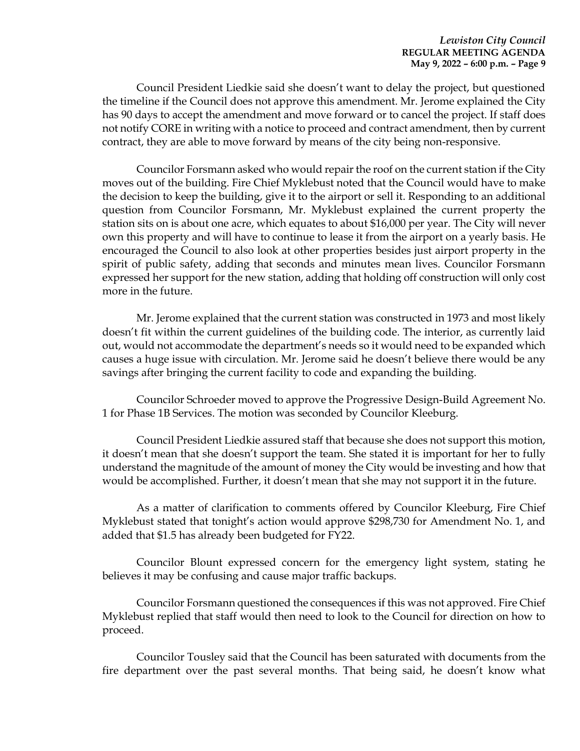Council President Liedkie said she doesn't want to delay the project, but questioned the timeline if the Council does not approve this amendment. Mr. Jerome explained the City has 90 days to accept the amendment and move forward or to cancel the project. If staff does not notify CORE in writing with a notice to proceed and contract amendment, then by current contract, they are able to move forward by means of the city being non-responsive.

Councilor Forsmann asked who would repair the roof on the current station if the City moves out of the building. Fire Chief Myklebust noted that the Council would have to make the decision to keep the building, give it to the airport or sell it. Responding to an additional question from Councilor Forsmann, Mr. Myklebust explained the current property the station sits on is about one acre, which equates to about $16,000 per year. The City will never own this property and will have to continue to lease it from the airport on a yearly basis. He encouraged the Council to also look at other properties besides just airport property in the spirit of public safety, adding that seconds and minutes mean lives. Councilor Forsmann expressed her support for the new station, adding that holding off construction will only cost more in the future.

Mr. Jerome explained that the current station was constructed in 1973 and most likely doesn't fit within the current guidelines of the building code. The interior, as currently laid out, would not accommodate the department's needs so it would need to be expanded which causes a huge issue with circulation. Mr. Jerome said he doesn't believe there would be any savings after bringing the current facility to code and expanding the building.

Councilor Schroeder moved to approve the Progressive Design-Build Agreement No. 1 for Phase 1B Services. The motion was seconded by Councilor Kleeburg.

Council President Liedkie assured staff that because she does not support this motion, it doesn't mean that she doesn't support the team. She stated it is important for her to fully understand the magnitude of the amount of money the City would be investing and how that would be accomplished. Further, it doesn't mean that she may not support it in the future.

As a matter of clarification to comments offered by Councilor Kleeburg, Fire Chief Myklebust stated that tonight's action would approve $298,730 for Amendment No. 1, and added that $1.5 has already been budgeted for FY22.

Councilor Blount expressed concern for the emergency light system, stating he believes it may be confusing and cause major traffic backups.

Councilor Forsmann questioned the consequences if this was not approved. Fire Chief Myklebust replied that staff would then need to look to the Council for direction on how to proceed.

Councilor Tousley said that the Council has been saturated with documents from the fire department over the past several months. That being said, he doesn't know what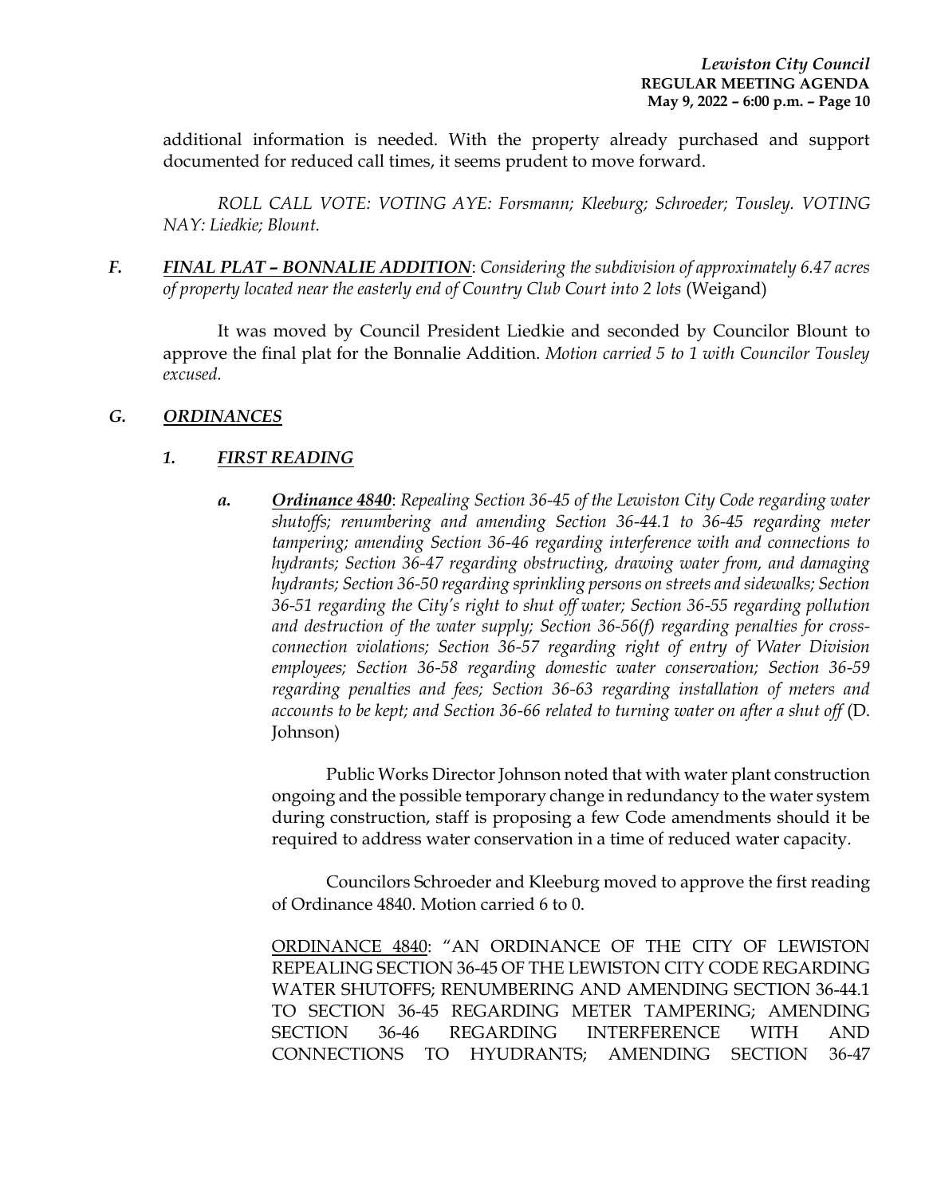additional information is needed. With the property already purchased and support documented for reduced call times, it seems prudent to move forward.

*ROLL CALL VOTE: VOTING AYE: Forsmann; Kleeburg; Schroeder; Tousley. VOTING NAY: Liedkie; Blount.*

***F.*** ***FINAL PLAT – BONNALIE ADDITION***: *Considering the subdivision of approximately 6.47 acres of property located near the easterly end of Country Club Court into 2 lots* (Weigand)

It was moved by Council President Liedkie and seconded by Councilor Blount to approve the final plat for the Bonnalie Addition. *Motion carried 5 to 1 with Councilor Tousley excused.*

***G.*** ***ORDINANCES***

***1.*** ***FIRST READING***

***a.*** ***Ordinance 4840***: *Repealing Section 36-45 of the Lewiston City Code regarding water shutoffs; renumbering and amending Section 36-44.1 to 36-45 regarding meter tampering; amending Section 36-46 regarding interference with and connections to hydrants; Section 36-47 regarding obstructing, drawing water from, and damaging hydrants; Section 36-50 regarding sprinkling persons on streets and sidewalks; Section 36-51 regarding the City's right to shut off water; Section 36-55 regarding pollution and destruction of the water supply; Section 36-56(f) regarding penalties for cross-connection violations; Section 36-57 regarding right of entry of Water Division employees; Section 36-58 regarding domestic water conservation; Section 36-59 regarding penalties and fees; Section 36-63 regarding installation of meters and accounts to be kept; and Section 36-66 related to turning water on after a shut off* (D. Johnson)

Public Works Director Johnson noted that with water plant construction ongoing and the possible temporary change in redundancy to the water system during construction, staff is proposing a few Code amendments should it be required to address water conservation in a time of reduced water capacity.

Councilors Schroeder and Kleeburg moved to approve the first reading of Ordinance 4840. Motion carried 6 to 0.

ORDINANCE 4840: "AN ORDINANCE OF THE CITY OF LEWISTON REPEALING SECTION 36-45 OF THE LEWISTON CITY CODE REGARDING WATER SHUTOFFS; RENUMBERING AND AMENDING SECTION 36-44.1 TO SECTION 36-45 REGARDING METER TAMPERING; AMENDING SECTION 36-46 REGARDING INTERFERENCE WITH AND CONNECTIONS TO HYUDRANTS; AMENDING SECTION 36-47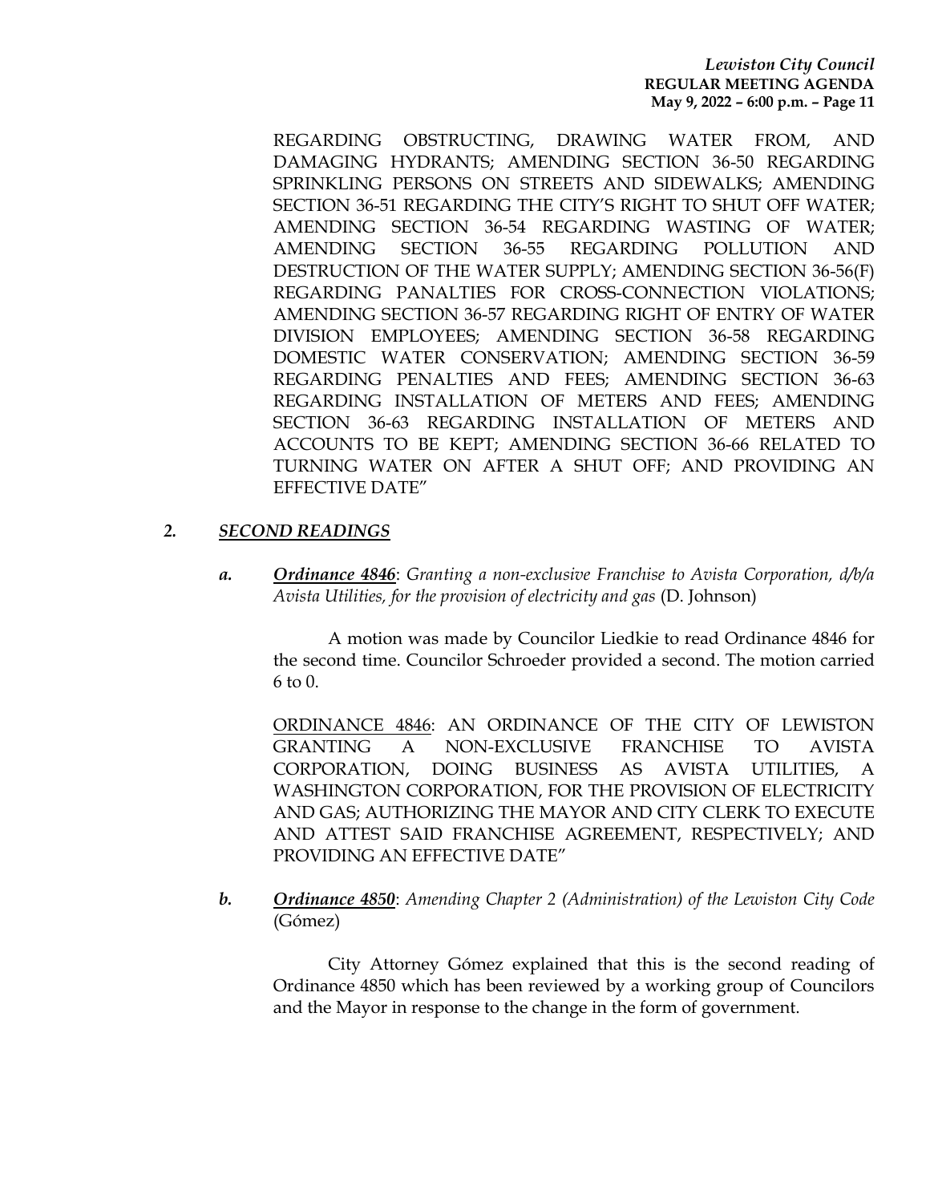REGARDING OBSTRUCTING, DRAWING WATER FROM, AND DAMAGING HYDRANTS; AMENDING SECTION 36-50 REGARDING SPRINKLING PERSONS ON STREETS AND SIDEWALKS; AMENDING SECTION 36-51 REGARDING THE CITY'S RIGHT TO SHUT OFF WATER; AMENDING SECTION 36-54 REGARDING WASTING OF WATER; AMENDING SECTION 36-55 REGARDING POLLUTION AND DESTRUCTION OF THE WATER SUPPLY; AMENDING SECTION 36-56(F) REGARDING PANALTIES FOR CROSS-CONNECTION VIOLATIONS; AMENDING SECTION 36-57 REGARDING RIGHT OF ENTRY OF WATER DIVISION EMPLOYEES; AMENDING SECTION 36-58 REGARDING DOMESTIC WATER CONSERVATION; AMENDING SECTION 36-59 REGARDING PENALTIES AND FEES; AMENDING SECTION 36-63 REGARDING INSTALLATION OF METERS AND FEES; AMENDING SECTION 36-63 REGARDING INSTALLATION OF METERS AND ACCOUNTS TO BE KEPT; AMENDING SECTION 36-66 RELATED TO TURNING WATER ON AFTER A SHUT OFF; AND PROVIDING AN EFFECTIVE DATE"

**2. *SECOND READINGS***

***a.*** ***Ordinance 4846***: *Granting a non-exclusive Franchise to Avista Corporation, d/b/a Avista Utilities, for the provision of electricity and gas* (D. Johnson)

A motion was made by Councilor Liedkie to read Ordinance 4846 for the second time. Councilor Schroeder provided a second. The motion carried 6 to 0.

ORDINANCE 4846: AN ORDINANCE OF THE CITY OF LEWISTON GRANTING A NON-EXCLUSIVE FRANCHISE TO AVISTA CORPORATION, DOING BUSINESS AS AVISTA UTILITIES, A WASHINGTON CORPORATION, FOR THE PROVISION OF ELECTRICITY AND GAS; AUTHORIZING THE MAYOR AND CITY CLERK TO EXECUTE AND ATTEST SAID FRANCHISE AGREEMENT, RESPECTIVELY; AND PROVIDING AN EFFECTIVE DATE"

***b.*** ***Ordinance 4850***: *Amending Chapter 2 (Administration) of the Lewiston City Code* (Gómez)

City Attorney Gómez explained that this is the second reading of Ordinance 4850 which has been reviewed by a working group of Councilors and the Mayor in response to the change in the form of government.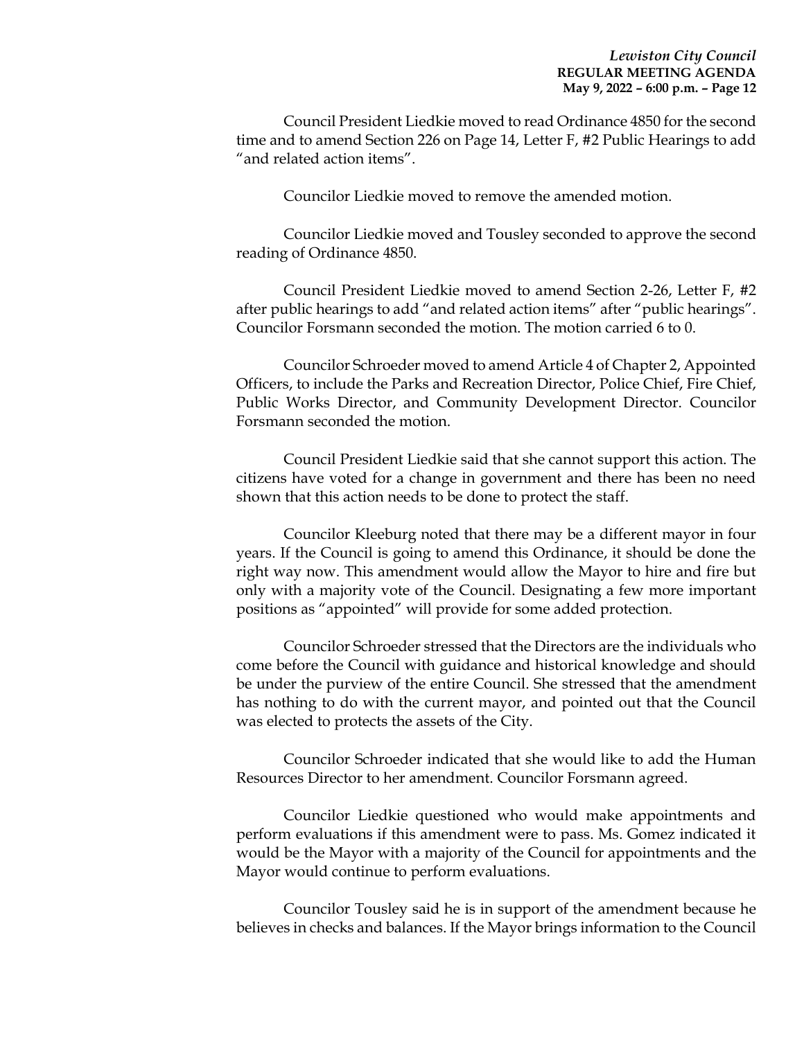Council President Liedkie moved to read Ordinance 4850 for the second time and to amend Section 226 on Page 14, Letter F, #2 Public Hearings to add "and related action items".

Councilor Liedkie moved to remove the amended motion.

Councilor Liedkie moved and Tousley seconded to approve the second reading of Ordinance 4850.

Council President Liedkie moved to amend Section 2-26, Letter F, #2 after public hearings to add "and related action items" after "public hearings". Councilor Forsmann seconded the motion. The motion carried 6 to 0.

Councilor Schroeder moved to amend Article 4 of Chapter 2, Appointed Officers, to include the Parks and Recreation Director, Police Chief, Fire Chief, Public Works Director, and Community Development Director. Councilor Forsmann seconded the motion.

Council President Liedkie said that she cannot support this action. The citizens have voted for a change in government and there has been no need shown that this action needs to be done to protect the staff.

Councilor Kleeburg noted that there may be a different mayor in four years. If the Council is going to amend this Ordinance, it should be done the right way now. This amendment would allow the Mayor to hire and fire but only with a majority vote of the Council. Designating a few more important positions as "appointed" will provide for some added protection.

Councilor Schroeder stressed that the Directors are the individuals who come before the Council with guidance and historical knowledge and should be under the purview of the entire Council. She stressed that the amendment has nothing to do with the current mayor, and pointed out that the Council was elected to protects the assets of the City.

Councilor Schroeder indicated that she would like to add the Human Resources Director to her amendment. Councilor Forsmann agreed.

Councilor Liedkie questioned who would make appointments and perform evaluations if this amendment were to pass. Ms. Gomez indicated it would be the Mayor with a majority of the Council for appointments and the Mayor would continue to perform evaluations.

Councilor Tousley said he is in support of the amendment because he believes in checks and balances. If the Mayor brings information to the Council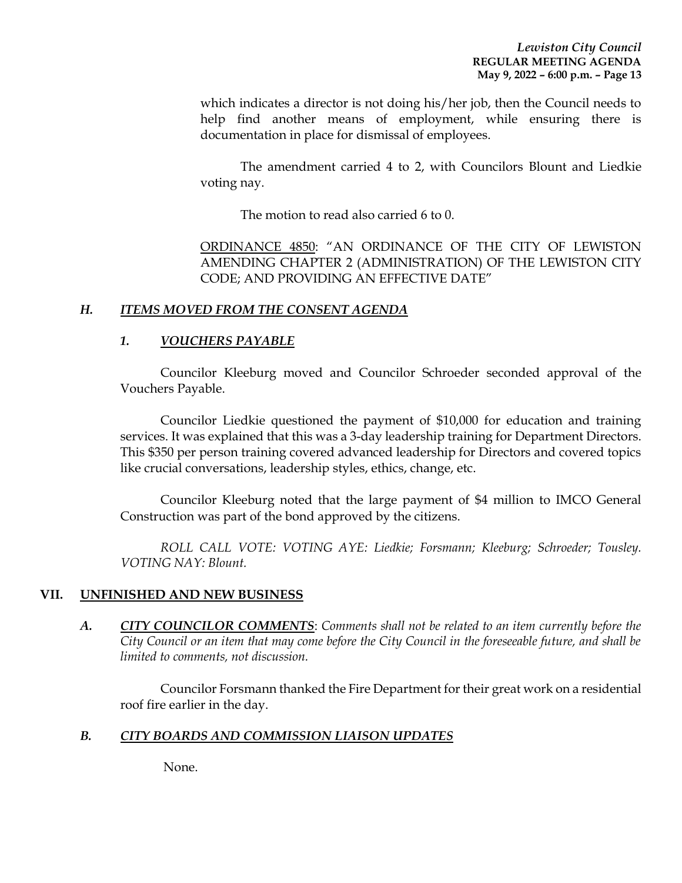which indicates a director is not doing his/her job, then the Council needs to help find another means of employment, while ensuring there is documentation in place for dismissal of employees.

The amendment carried 4 to 2, with Councilors Blount and Liedkie voting nay.

The motion to read also carried 6 to 0.

ORDINANCE 4850: "AN ORDINANCE OF THE CITY OF LEWISTON AMENDING CHAPTER 2 (ADMINISTRATION) OF THE LEWISTON CITY CODE; AND PROVIDING AN EFFECTIVE DATE"

### *H. ITEMS MOVED FROM THE CONSENT AGENDA*

#### *1. VOUCHERS PAYABLE*

Councilor Kleeburg moved and Councilor Schroeder seconded approval of the Vouchers Payable.

Councilor Liedkie questioned the payment of $10,000 for education and training services. It was explained that this was a 3-day leadership training for Department Directors. This $350 per person training covered advanced leadership for Directors and covered topics like crucial conversations, leadership styles, ethics, change, etc.

Councilor Kleeburg noted that the large payment of $4 million to IMCO General Construction was part of the bond approved by the citizens.

*ROLL CALL VOTE: VOTING AYE: Liedkie; Forsmann; Kleeburg; Schroeder; Tousley. VOTING NAY: Blount.*

## VII. UNFINISHED AND NEW BUSINESS

### *A. CITY COUNCILOR COMMENTS*: *Comments shall not be related to an item currently before the City Council or an item that may come before the City Council in the foreseeable future, and shall be limited to comments, not discussion.*

Councilor Forsmann thanked the Fire Department for their great work on a residential roof fire earlier in the day.

### *B. CITY BOARDS AND COMMISSION LIAISON UPDATES*

None.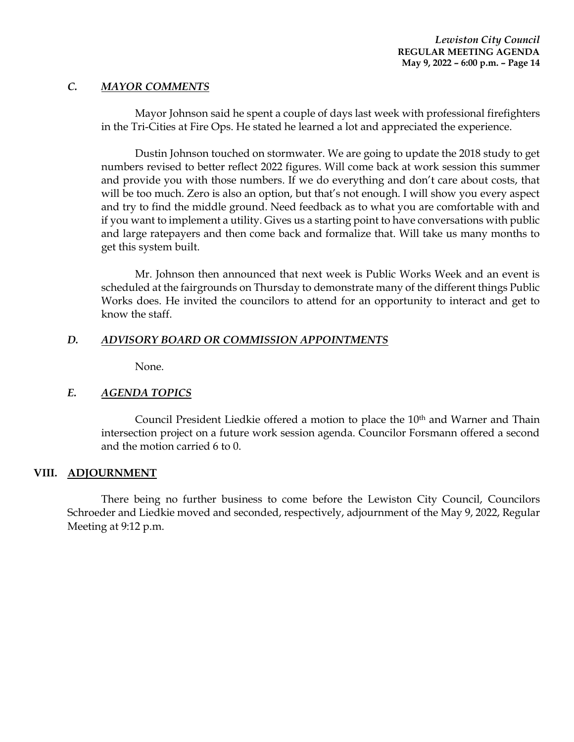### *C. MAYOR COMMENTS*

Mayor Johnson said he spent a couple of days last week with professional firefighters in the Tri-Cities at Fire Ops. He stated he learned a lot and appreciated the experience.

Dustin Johnson touched on stormwater. We are going to update the 2018 study to get numbers revised to better reflect 2022 figures. Will come back at work session this summer and provide you with those numbers. If we do everything and don't care about costs, that will be too much. Zero is also an option, but that's not enough. I will show you every aspect and try to find the middle ground. Need feedback as to what you are comfortable with and if you want to implement a utility. Gives us a starting point to have conversations with public and large ratepayers and then come back and formalize that. Will take us many months to get this system built.

Mr. Johnson then announced that next week is Public Works Week and an event is scheduled at the fairgrounds on Thursday to demonstrate many of the different things Public Works does. He invited the councilors to attend for an opportunity to interact and get to know the staff.

### *D. ADVISORY BOARD OR COMMISSION APPOINTMENTS*

None.

### *E. AGENDA TOPICS*

Council President Liedkie offered a motion to place the 10th and Warner and Thain intersection project on a future work session agenda. Councilor Forsmann offered a second and the motion carried 6 to 0.

## VIII. ADJOURNMENT

There being no further business to come before the Lewiston City Council, Councilors Schroeder and Liedkie moved and seconded, respectively, adjournment of the May 9, 2022, Regular Meeting at 9:12 p.m.